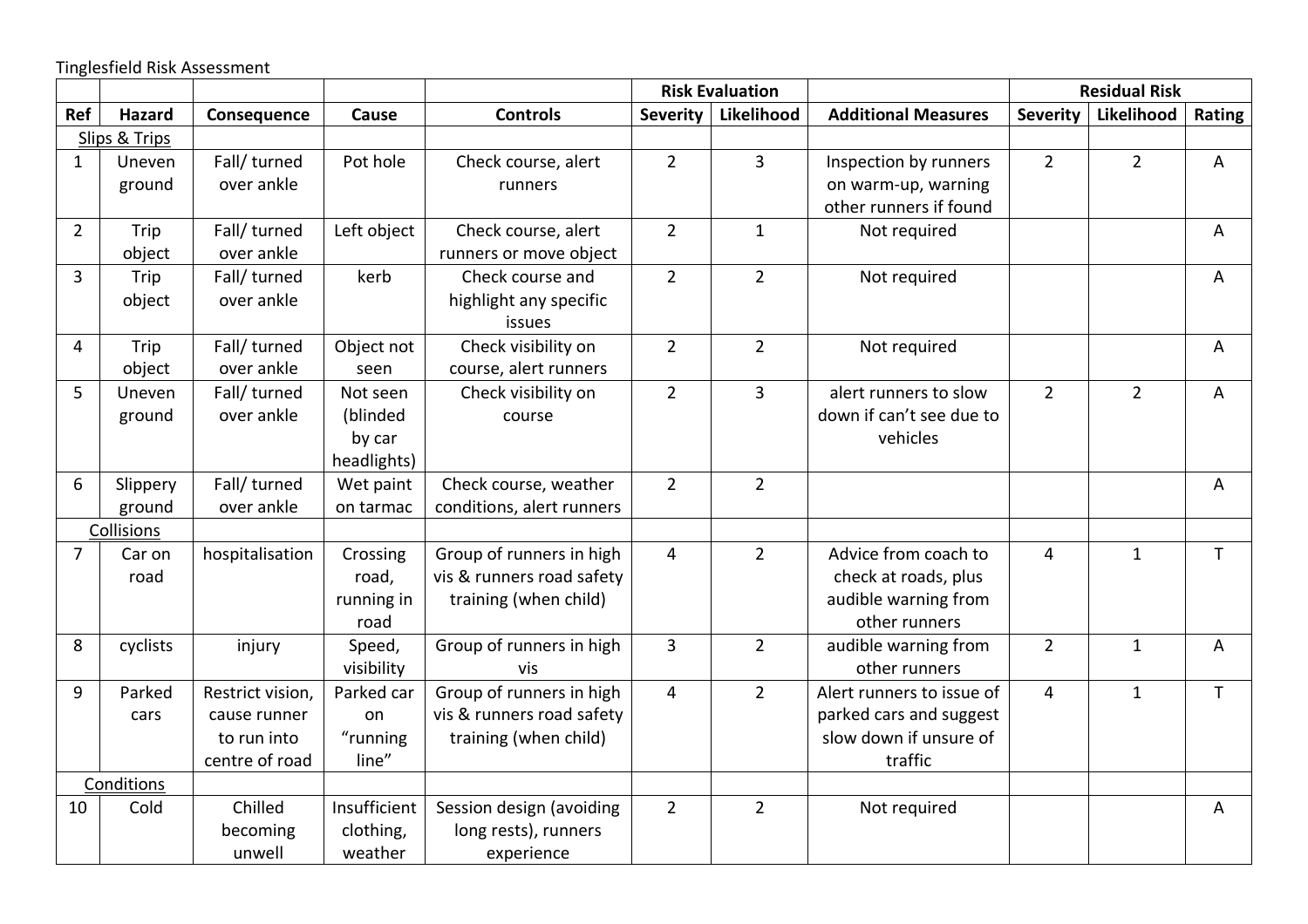Tinglesfield Risk Assessment

| | | | | | Risk Evaluation | | | Residual Risk | | |
|---|---|---|---|---|---|---|---|---|---|---|
| **Ref** | **Hazard** | **Consequence** | **Cause** | **Controls** | **Severity** | **Likelihood** | **Additional Measures** | **Severity** | **Likelihood** | **Rating** |
| Slips & Trips | | | | | | | | | | |
| 1 | Uneven ground | Fall/ turned over ankle | Pot hole | Check course, alert runners | 2 | 3 | Inspection by runners on warm-up, warning other runners if found | 2 | 2 | A |
| 2 | Trip object | Fall/ turned over ankle | Left object | Check course, alert runners or move object | 2 | 1 | Not required | | | A |
| 3 | Trip object | Fall/ turned over ankle | kerb | Check course and highlight any specific issues | 2 | 2 | Not required | | | A |
| 4 | Trip object | Fall/ turned over ankle | Object not seen | Check visibility on course, alert runners | 2 | 2 | Not required | | | A |
| 5 | Uneven ground | Fall/ turned over ankle | Not seen (blinded by car headlights) | Check visibility on course | 2 | 3 | alert runners to slow down if can't see due to vehicles | 2 | 2 | A |
| 6 | Slippery ground | Fall/ turned over ankle | Wet paint on tarmac | Check course, weather conditions, alert runners | 2 | 2 | | | | A |
| Collisions | | | | | | | | | | |
| 7 | Car on road | hospitalisation | Crossing road, running in road | Group of runners in high vis & runners road safety training (when child) | 4 | 2 | Advice from coach to check at roads, plus audible warning from other runners | 4 | 1 | T |
| 8 | cyclists | injury | Speed, visibility | Group of runners in high vis | 3 | 2 | audible warning from other runners | 2 | 1 | A |
| 9 | Parked cars | Restrict vision, cause runner to run into centre of road | Parked car on "running line" | Group of runners in high vis & runners road safety training (when child) | 4 | 2 | Alert runners to issue of parked cars and suggest slow down if unsure of traffic | 4 | 1 | T |
| Conditions | | | | | | | | | | |
| 10 | Cold | Chilled becoming unwell | Insufficient clothing, weather | Session design (avoiding long rests), runners experience | 2 | 2 | Not required | | | A |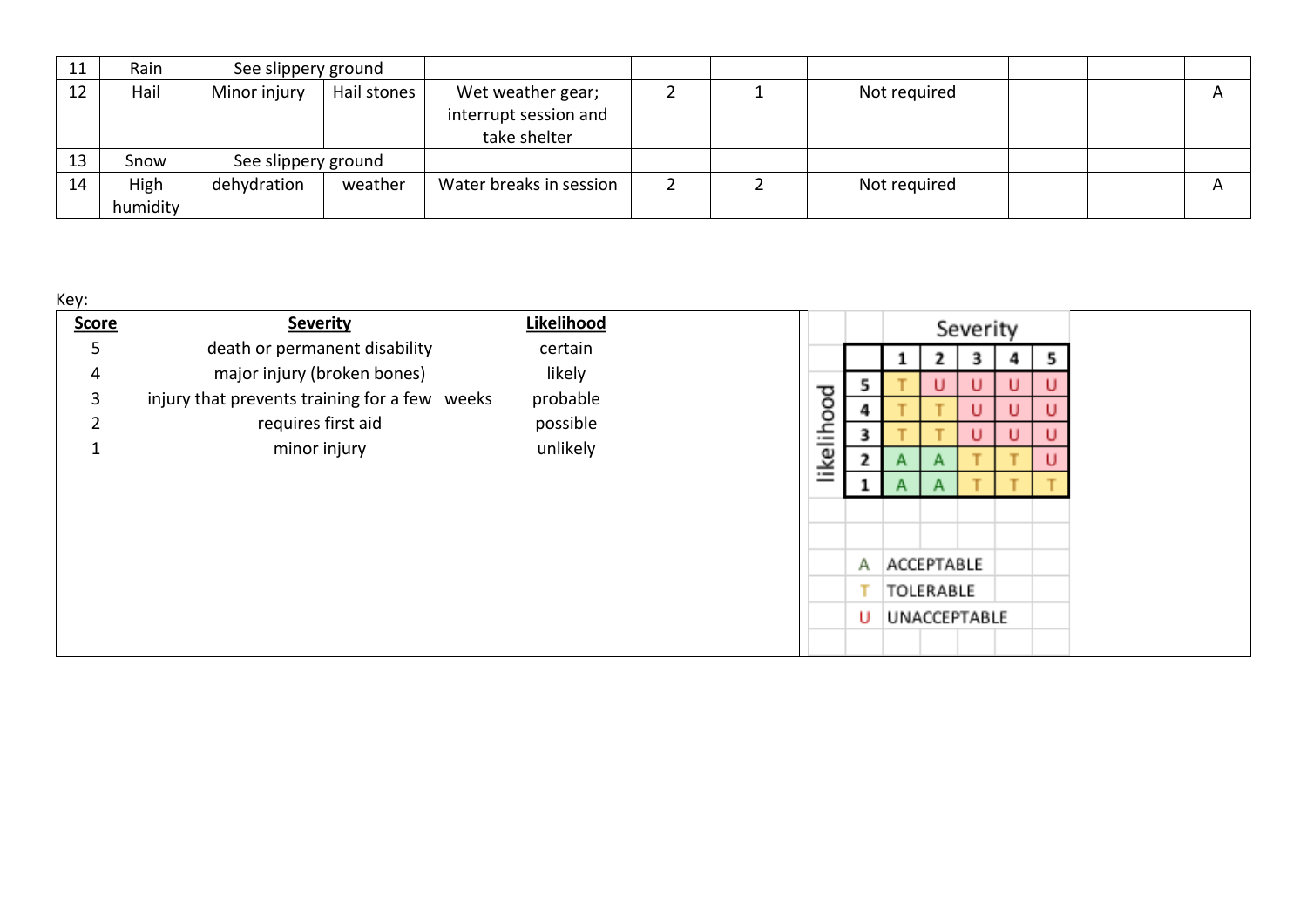| | | | | | | | | | | |
|---|---|---|---|---|---|---|---|---|---|---|
| 11 | Rain | See slippery ground | | | | | | | | |
| 12 | Hail | Minor injury | Hail stones | Wet weather gear; interrupt session and take shelter | 2 | 1 | Not required | | | A |
| 13 | Snow | See slippery ground | | | | | | | | |
| 14 | High humidity | dehydration | weather | Water breaks in session | 2 | 2 | Not required | | | A |

Key:

| Score | Severity | Likelihood |
|---|---|---|
| 5 | death or permanent disability | certain |
| 4 | major injury (broken bones) | likely |
| 3 | injury that prevents training for a few weeks | probable |
| 2 | requires first aid | possible |
| 1 | minor injury | unlikely |

| likelihood \ Severity | 1 | 2 | 3 | 4 | 5 |
|---|---|---|---|---|---|
| 5 | T | U | U | U | U |
| 4 | T | T | U | U | U |
| 3 | T | T | U | U | U |
| 2 | A | A | T | T | U |
| 1 | A | A | T | T | T |

A ACCEPTABLE

T TOLERABLE

U UNACCEPTABLE